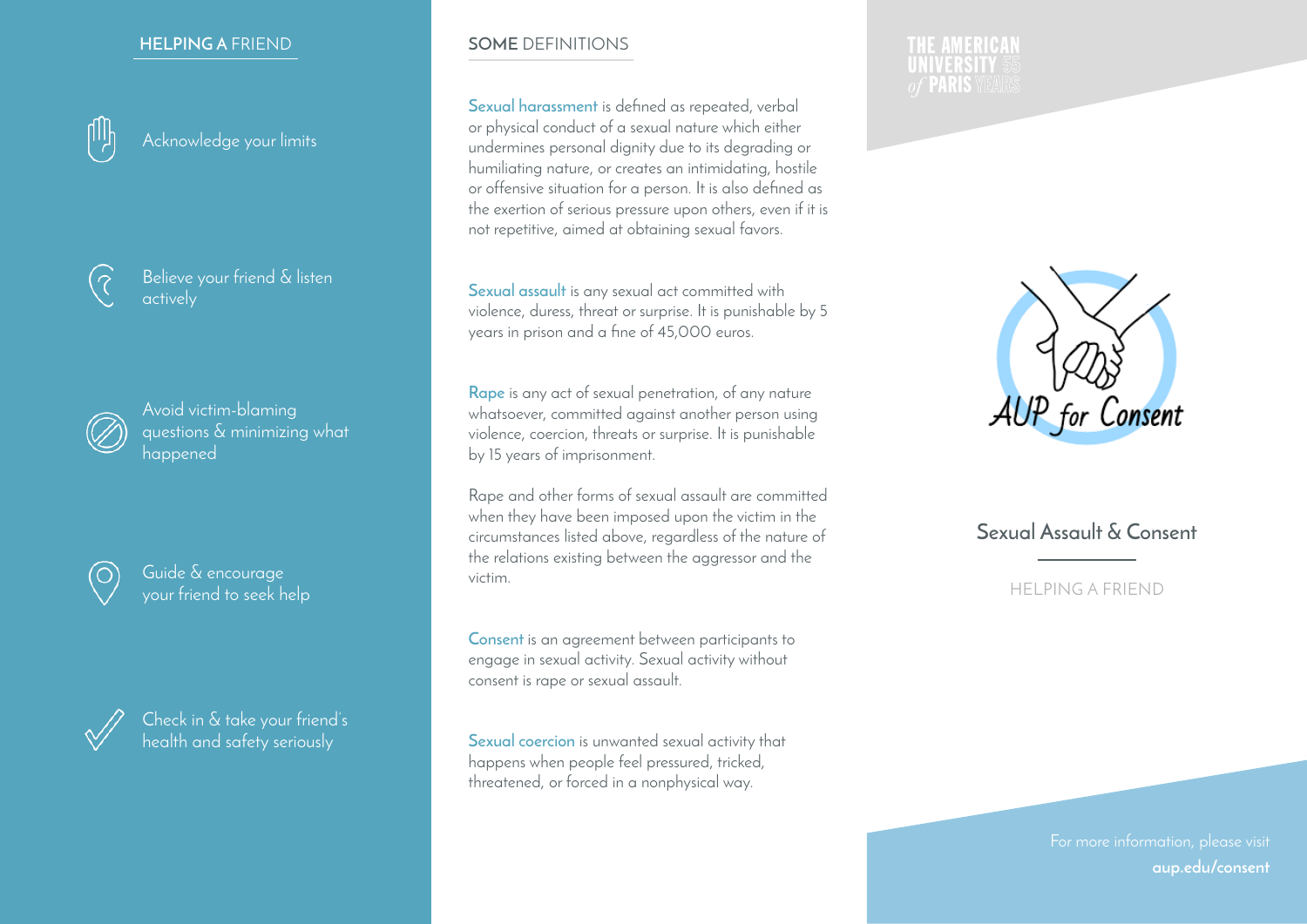## HELPING A FRIEND

- Acknowledge your limits
- Believe your friend & listen actively
- Avoid victim-blaming questions & minimizing what happened
- Guide & encourage your friend to seek help
- Check in & take your friend's health and safety seriously

## SOME DEFINITIONS

**Sexual harassment** is defined as repeated, verbal or physical conduct of a sexual nature which either undermines personal dignity due to its degrading or humiliating nature, or creates an intimidating, hostile or offensive situation for a person. It is also defined as the exertion of serious pressure upon others, even if it is not repetitive, aimed at obtaining sexual favors.

**Sexual assault** is any sexual act committed with violence, duress, threat or surprise. It is punishable by 5 years in prison and a fine of 45,000 euros.

**Rape** is any act of sexual penetration, of any nature whatsoever, committed against another person using violence, coercion, threats or surprise. It is punishable by 15 years of imprisonment.

Rape and other forms of sexual assault are committed when they have been imposed upon the victim in the circumstances listed above, regardless of the nature of the relations existing between the aggressor and the victim.

**Consent** is an agreement between participants to engage in sexual activity. Sexual activity without consent is rape or sexual assault.

**Sexual coercion** is unwanted sexual activity that happens when people feel pressured, tricked, threatened, or forced in a nonphysical way.

THE AMERICAN UNIVERSITY of PARIS 55 YEARS

AUP for Consent

# Sexual Assault & Consent

HELPING A FRIEND

For more information, please visit **aup.edu/consent**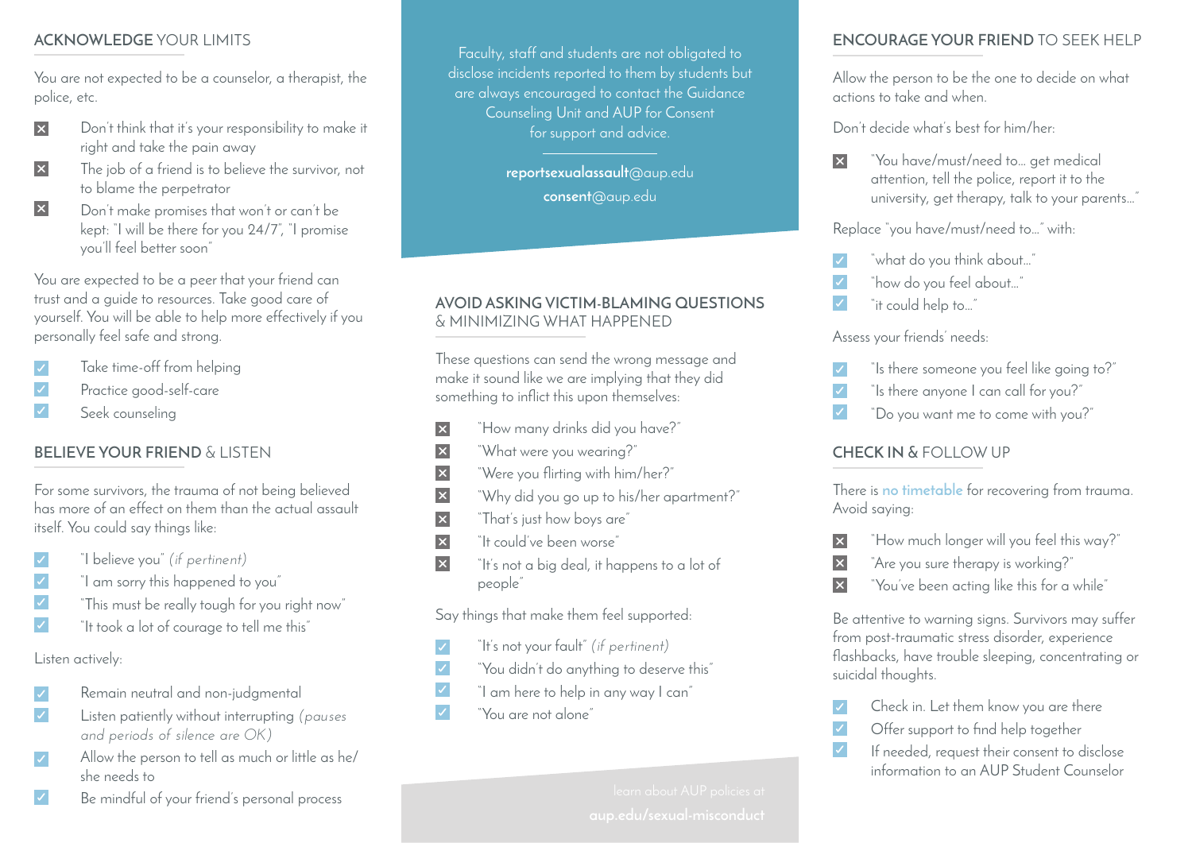## ACKNOWLEDGE YOUR LIMITS

You are not expected to be a counselor, a therapist, the police, etc.

- ✗ Don't think that it's your responsibility to make it right and take the pain away
- ✗ The job of a friend is to believe the survivor, not to blame the perpetrator
- ✗ Don't make promises that won't or can't be kept: "I will be there for you 24/7", "I promise you'll feel better soon"

You are expected to be a peer that your friend can trust and a guide to resources. Take good care of yourself. You will be able to help more effectively if you personally feel safe and strong.

- ✓ Take time-off from helping
- ✓ Practice good-self-care
- ✓ Seek counseling

## BELIEVE YOUR FRIEND & LISTEN

For some survivors, the trauma of not being believed has more of an effect on them than the actual assault itself. You could say things like:

- ✓ "I believe you" *(if pertinent)*
- ✓ "I am sorry this happened to you"
- ✓ "This must be really tough for you right now"
- ✓ "It took a lot of courage to tell me this"

Listen actively:

- ✓ Remain neutral and non-judgmental
- ✓ Listen patiently without interrupting *(pauses and periods of silence are OK)*
- ✓ Allow the person to tell as much or little as he/she needs to
- ✓ Be mindful of your friend's personal process

Faculty, staff and students are not obligated to disclose incidents reported to them by students but are always encouraged to contact the Guidance Counseling Unit and AUP for Consent for support and advice.

**reportsexualassault**@aup.edu

**consent**@aup.edu

## AVOID ASKING VICTIM-BLAMING QUESTIONS & MINIMIZING WHAT HAPPENED

These questions can send the wrong message and make it sound like we are implying that they did something to inflict this upon themselves:

- ✗ "How many drinks did you have?"
- ✗ "What were you wearing?"
- ✗ "Were you flirting with him/her?"
- ✗ "Why did you go up to his/her apartment?"
- ✗ "That's just how boys are"
- ✗ "It could've been worse"
- ✗ "It's not a big deal, it happens to a lot of people"

Say things that make them feel supported:

- ✓ "It's not your fault" *(if pertinent)*
- ✓ "You didn't do anything to deserve this"
- ✓ "I am here to help in any way I can"
- ✓ "You are not alone"

learn about AUP policies at
**aup.edu/sexual-misconduct**

## ENCOURAGE YOUR FRIEND TO SEEK HELP

Allow the person to be the one to decide on what actions to take and when.

Don't decide what's best for him/her:

- ✗ "You have/must/need to… get medical attention, tell the police, report it to the university, get therapy, talk to your parents…"

Replace "you have/must/need to…" with:

- ✓ "what do you think about…"
- ✓ "how do you feel about…"
- ✓ "it could help to…"

Assess your friends' needs:

- ✓ "Is there someone you feel like going to?"
- ✓ "Is there anyone I can call for you?"
- ✓ "Do you want me to come with you?"

## CHECK IN & FOLLOW UP

There is **no timetable** for recovering from trauma. Avoid saying:

- ✗ "How much longer will you feel this way?"
- ✗ "Are you sure therapy is working?"
- ✗ "You've been acting like this for a while"

Be attentive to warning signs. Survivors may suffer from post-traumatic stress disorder, experience flashbacks, have trouble sleeping, concentrating or suicidal thoughts.

- ✓ Check in. Let them know you are there
- ✓ Offer support to find help together
- ✓ If needed, request their consent to disclose information to an AUP Student Counselor